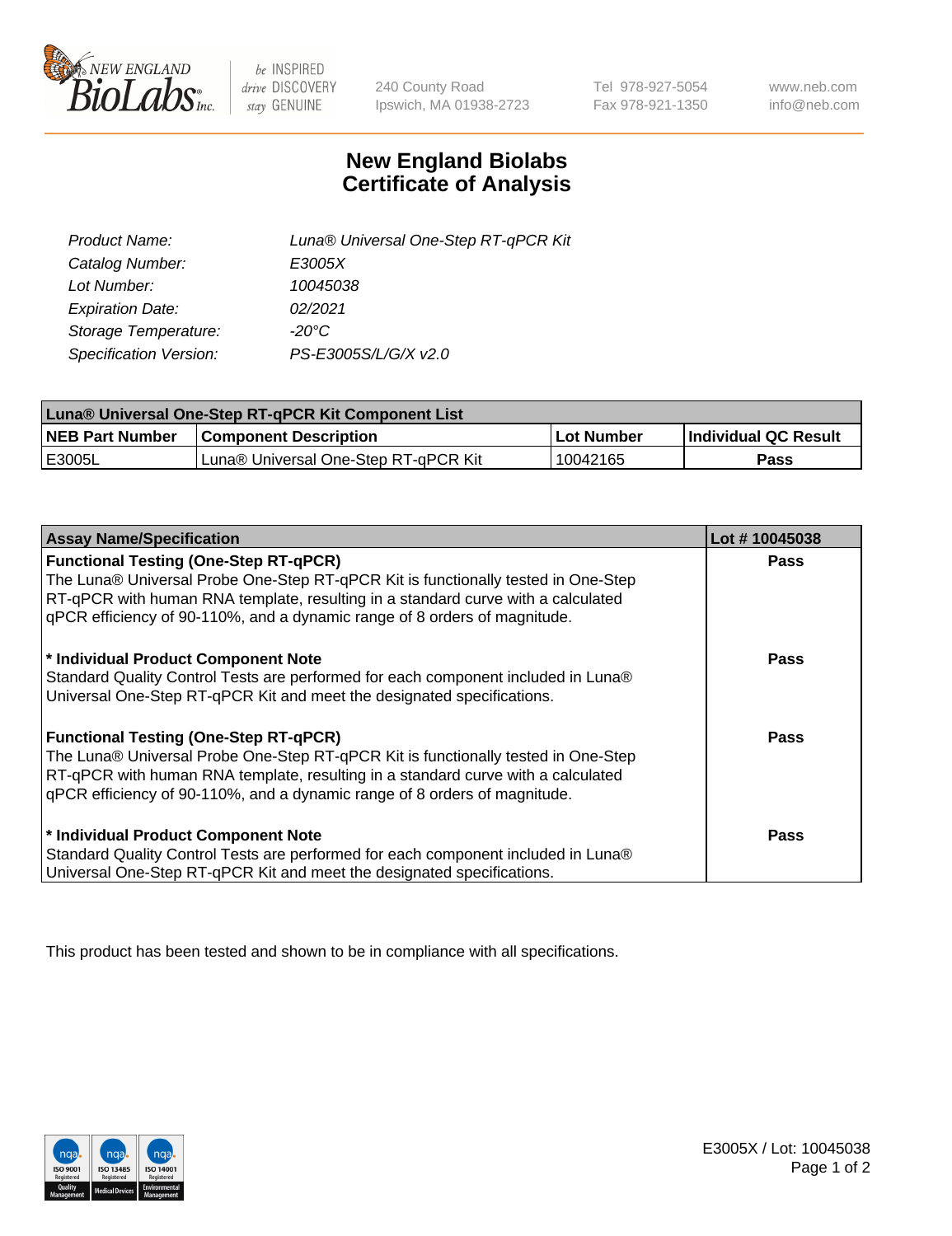# New England Biolabs Certificate of Analysis

| | |
|---|---|
| *Product Name:* | *Luna® Universal One-Step RT-qPCR Kit* |
| *Catalog Number:* | *E3005X* |
| *Lot Number:* | *10045038* |
| *Expiration Date:* | *02/2021* |
| *Storage Temperature:* | *-20°C* |
| *Specification Version:* | *PS-E3005S/L/G/X v2.0* |

| Luna® Universal One-Step RT-qPCR Kit Component List | | | |
|---|---|---|---|
| **NEB Part Number** | **Component Description** | **Lot Number** | **Individual QC Result** |
| E3005L | Luna® Universal One-Step RT-qPCR Kit | 10042165 | **Pass** |

| Assay Name/Specification | Lot # 10045038 |
|---|---|
| **Functional Testing (One-Step RT-qPCR)**<br>The Luna® Universal Probe One-Step RT-qPCR Kit is functionally tested in One-Step RT-qPCR with human RNA template, resulting in a standard curve with a calculated qPCR efficiency of 90-110%, and a dynamic range of 8 orders of magnitude. | **Pass** |
| **\* Individual Product Component Note**<br>Standard Quality Control Tests are performed for each component included in Luna® Universal One-Step RT-qPCR Kit and meet the designated specifications. | **Pass** |
| **Functional Testing (One-Step RT-qPCR)**<br>The Luna® Universal Probe One-Step RT-qPCR Kit is functionally tested in One-Step RT-qPCR with human RNA template, resulting in a standard curve with a calculated qPCR efficiency of 90-110%, and a dynamic range of 8 orders of magnitude. | **Pass** |
| **\* Individual Product Component Note**<br>Standard Quality Control Tests are performed for each component included in Luna® Universal One-Step RT-qPCR Kit and meet the designated specifications. | **Pass** |

This product has been tested and shown to be in compliance with all specifications.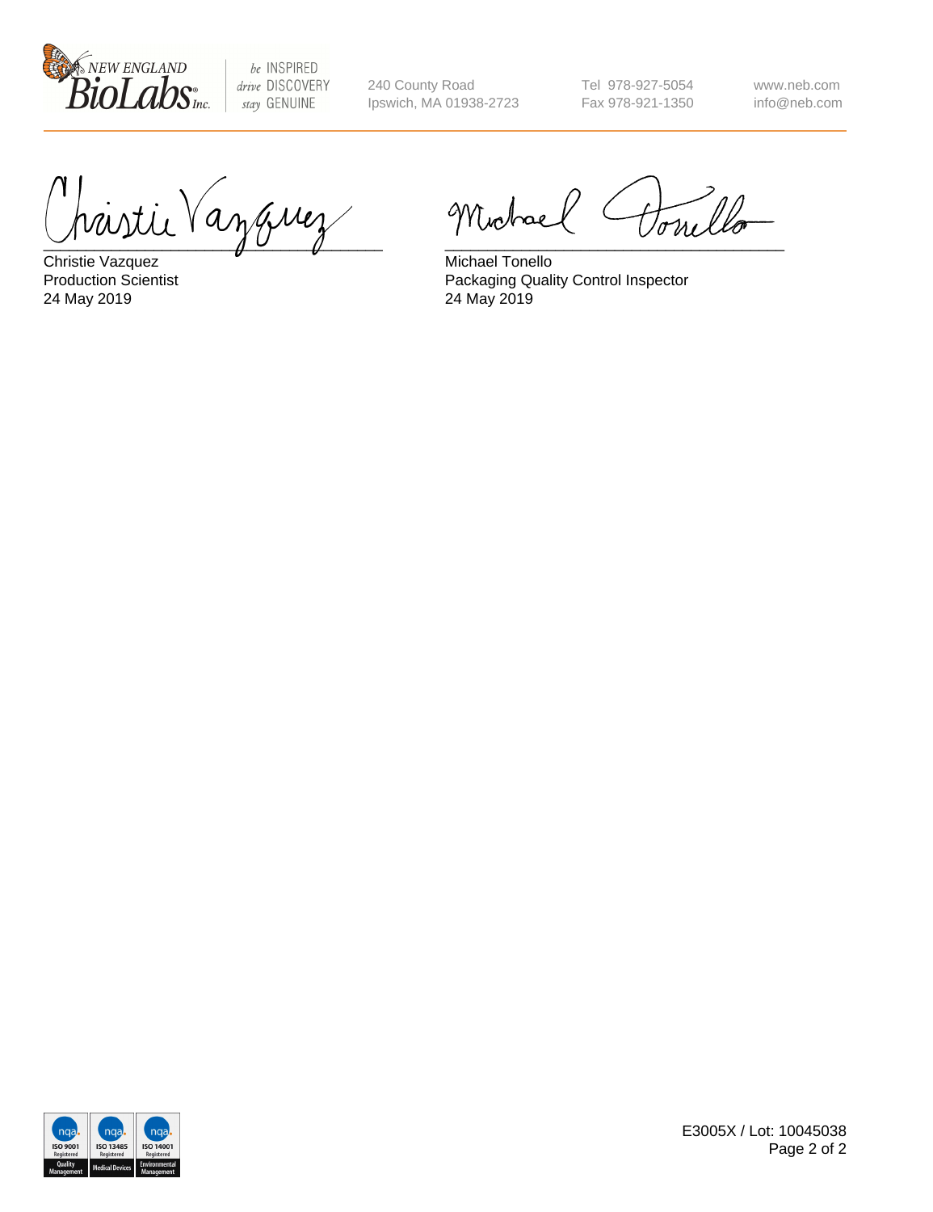NEW ENGLAND BioLabs® Inc.

be INSPIRED
drive DISCOVERY
stay GENUINE

240 County Road
Ipswich, MA 01938-2723

Tel 978-927-5054
Fax 978-921-1350

www.neb.com
info@neb.com

Christie Vazquez
Production Scientist
24 May 2019

Michael Tonello
Packaging Quality Control Inspector
24 May 2019

nqa ISO 9001 Registered Quality Management | nqa ISO 13485 Registered Medical Devices | nqa ISO 14001 Registered Environmental Management

E3005X / Lot: 10045038